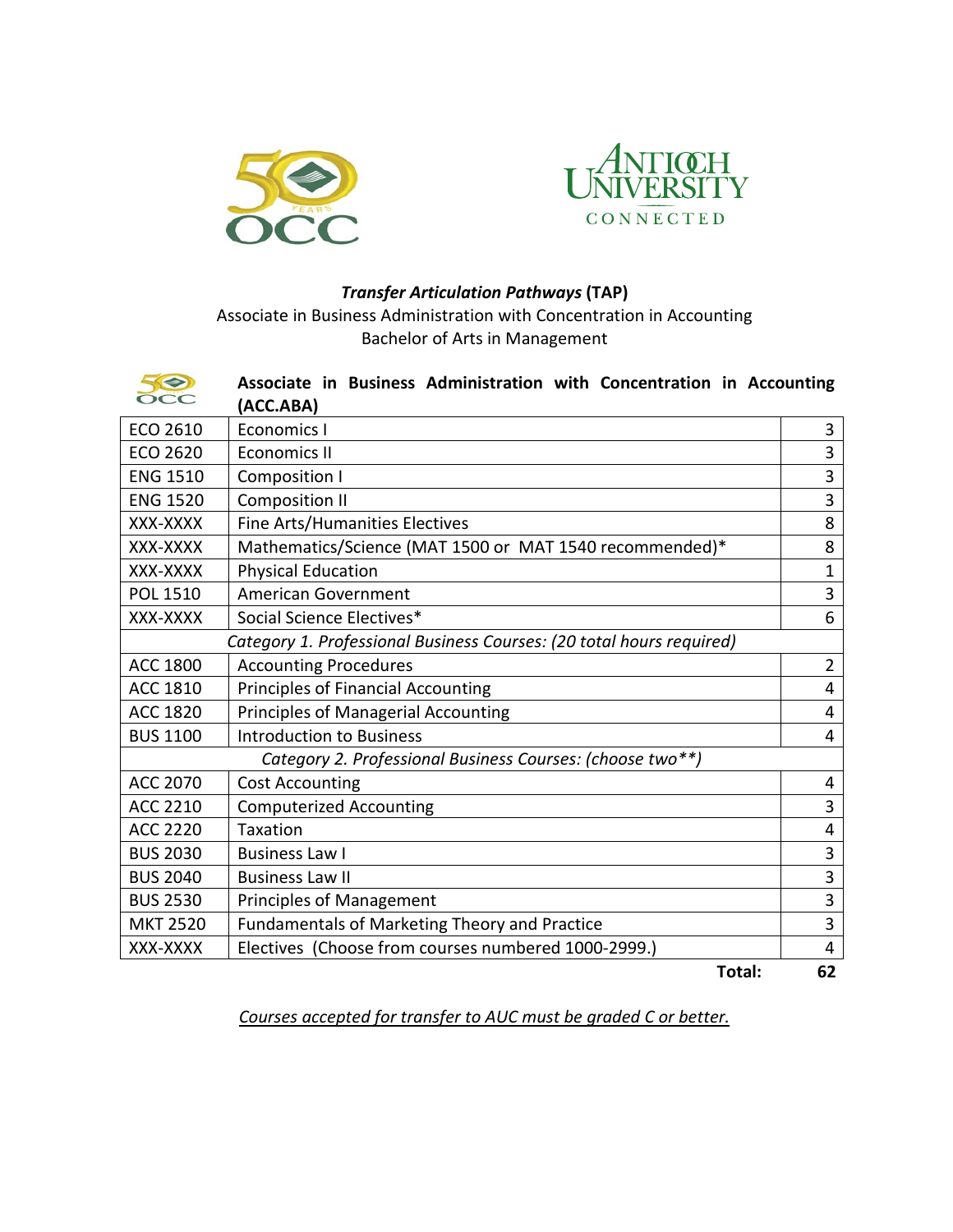# ***Transfer Articulation Pathways*** **(TAP)**

Associate in Business Administration with Concentration in Accounting
Bachelor of Arts in Management

## Associate in Business Administration with Concentration in Accounting (ACC.ABA)

| Course | Title | Hours |
|---|---|---|
| ECO 2610 | Economics I | 3 |
| ECO 2620 | Economics II | 3 |
| ENG 1510 | Composition I | 3 |
| ENG 1520 | Composition II | 3 |
| XXX-XXXX | Fine Arts/Humanities Electives | 8 |
| XXX-XXXX | Mathematics/Science (MAT 1500 or MAT 1540 recommended)* | 8 |
| XXX-XXXX | Physical Education | 1 |
| POL 1510 | American Government | 3 |
| XXX-XXXX | Social Science Electives* | 6 |
| *Category 1. Professional Business Courses: (20 total hours required)* | | |
| ACC 1800 | Accounting Procedures | 2 |
| ACC 1810 | Principles of Financial Accounting | 4 |
| ACC 1820 | Principles of Managerial Accounting | 4 |
| BUS 1100 | Introduction to Business | 4 |
| *Category 2. Professional Business Courses: (choose two**)* | | |
| ACC 2070 | Cost Accounting | 4 |
| ACC 2210 | Computerized Accounting | 3 |
| ACC 2220 | Taxation | 4 |
| BUS 2030 | Business Law I | 3 |
| BUS 2040 | Business Law II | 3 |
| BUS 2530 | Principles of Management | 3 |
| MKT 2520 | Fundamentals of Marketing Theory and Practice | 3 |
| XXX-XXXX | Electives (Choose from courses numbered 1000-2999.) | 4 |
| | **Total:** | **62** |

*Courses accepted for transfer to AUC must be graded C or better.*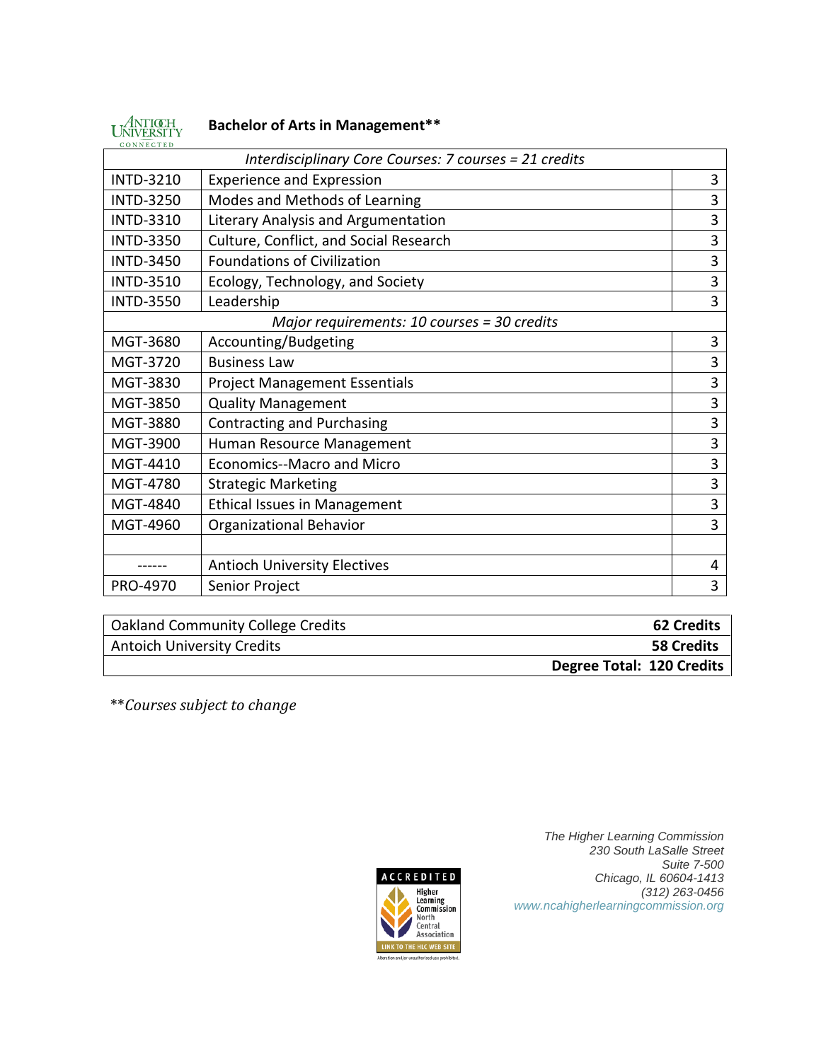ANTIOCH UNIVERSITY CONNECTED

## Bachelor of Arts in Management**

| | | |
|---|---|---|
| *Interdisciplinary Core Courses: 7 courses = 21 credits* | | |
| INTD-3210 | Experience and Expression | 3 |
| INTD-3250 | Modes and Methods of Learning | 3 |
| INTD-3310 | Literary Analysis and Argumentation | 3 |
| INTD-3350 | Culture, Conflict, and Social Research | 3 |
| INTD-3450 | Foundations of Civilization | 3 |
| INTD-3510 | Ecology, Technology, and Society | 3 |
| INTD-3550 | Leadership | 3 |
| *Major requirements: 10 courses = 30 credits* | | |
| MGT-3680 | Accounting/Budgeting | 3 |
| MGT-3720 | Business Law | 3 |
| MGT-3830 | Project Management Essentials | 3 |
| MGT-3850 | Quality Management | 3 |
| MGT-3880 | Contracting and Purchasing | 3 |
| MGT-3900 | Human Resource Management | 3 |
| MGT-4410 | Economics--Macro and Micro | 3 |
| MGT-4780 | Strategic Marketing | 3 |
| MGT-4840 | Ethical Issues in Management | 3 |
| MGT-4960 | Organizational Behavior | 3 |
| | | |
| ------ | Antioch University Electives | 4 |
| PRO-4970 | Senior Project | 3 |

| | |
|---|---|
| Oakland Community College Credits | **62 Credits** |
| Antoich University Credits | **58 Credits** |
| | **Degree Total: 120 Credits** |

*\*\*Courses subject to change*

ACCREDITED Higher Learning Commission North Central Association

LINK TO THE HLC WEB SITE

Alteration and/or unauthorized use prohibited.

*The Higher Learning Commission*
*230 South LaSalle Street*
*Suite 7-500*
*Chicago, IL 60604-1413*
*(312) 263-0456*
*www.ncahigherlearningcommission.org*